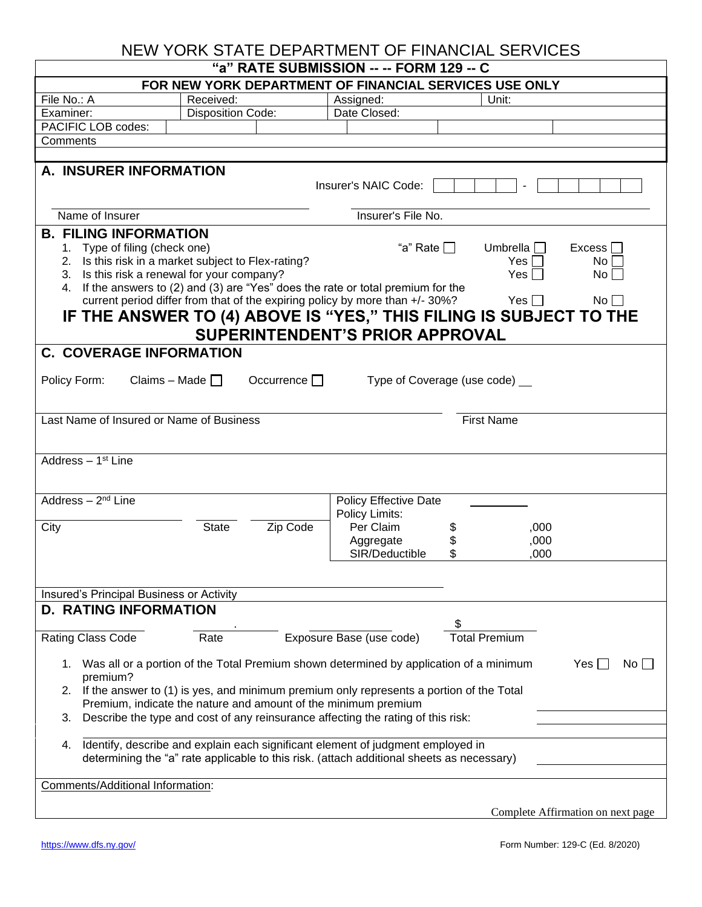# NEW YORK STATE DEPARTMENT OF FINANCIAL SERVICES

## "a" RATE SUBMISSION -- -- FORM 129 -- C

**FOR NEW YORK DEPARTMENT OF FINANCIAL SERVICES USE ONLY**

| File No.: A | Received: | Assigned: | Unit: |
|---|---|---|---|
| Examiner: | Disposition Code: | Date Closed: | |
| PACIFIC LOB codes: | | | |
| Comments | | | |

## A. INSURER INFORMATION

Insurer's NAIC Code: ☐☐☐☐☐ - ☐☐☐☐☐

Name of Insurer ______________________ Insurer's File No. ______________________

## B. FILING INFORMATION

1. Type of filing (check one) — "a" Rate ☐ Umbrella ☐ Excess ☐
2. Is this risk in a market subject to Flex-rating? — Yes ☐ No ☐
3. Is this risk a renewal for your company? — Yes ☐ No ☐
4. If the answers to (2) and (3) are "Yes" does the rate or total premium for the current period differ from that of the expiring policy by more than +/- 30%? — Yes ☐ No ☐

**IF THE ANSWER TO (4) ABOVE IS "YES," THIS FILING IS SUBJECT TO THE SUPERINTENDENT'S PRIOR APPROVAL**

## C. COVERAGE INFORMATION

Policy Form: Claims – Made ☐ Occurrence ☐ Type of Coverage (use code) __

Last Name of Insured or Name of Business ______________________ First Name ______________________

Address – 1st Line

Address – 2nd Line

City ______ State ______ Zip Code ______

Policy Effective Date ______

Policy Limits:

- Per Claim $ ,000
- Aggregate $ ,000
- SIR/Deductible $ ,000

Insured's Principal Business or Activity ______________________

## D. RATING INFORMATION

Rating Class Code ______ Rate ______ Exposure Base (use code) ______ Total Premium $ ______

1. Was all or a portion of the Total Premium shown determined by application of a minimum premium? — Yes ☐ No ☐
2. If the answer to (1) is yes, and minimum premium only represents a portion of the Total Premium, indicate the nature and amount of the minimum premium ______
3. Describe the type and cost of any reinsurance affecting the rating of this risk: ______
4. Identify, describe and explain each significant element of judgment employed in determining the "a" rate applicable to this risk. (attach additional sheets as necessary) ______

Comments/Additional Information:

Complete Affirmation on next page

https://www.dfs.ny.gov/ Form Number: 129-C (Ed. 8/2020)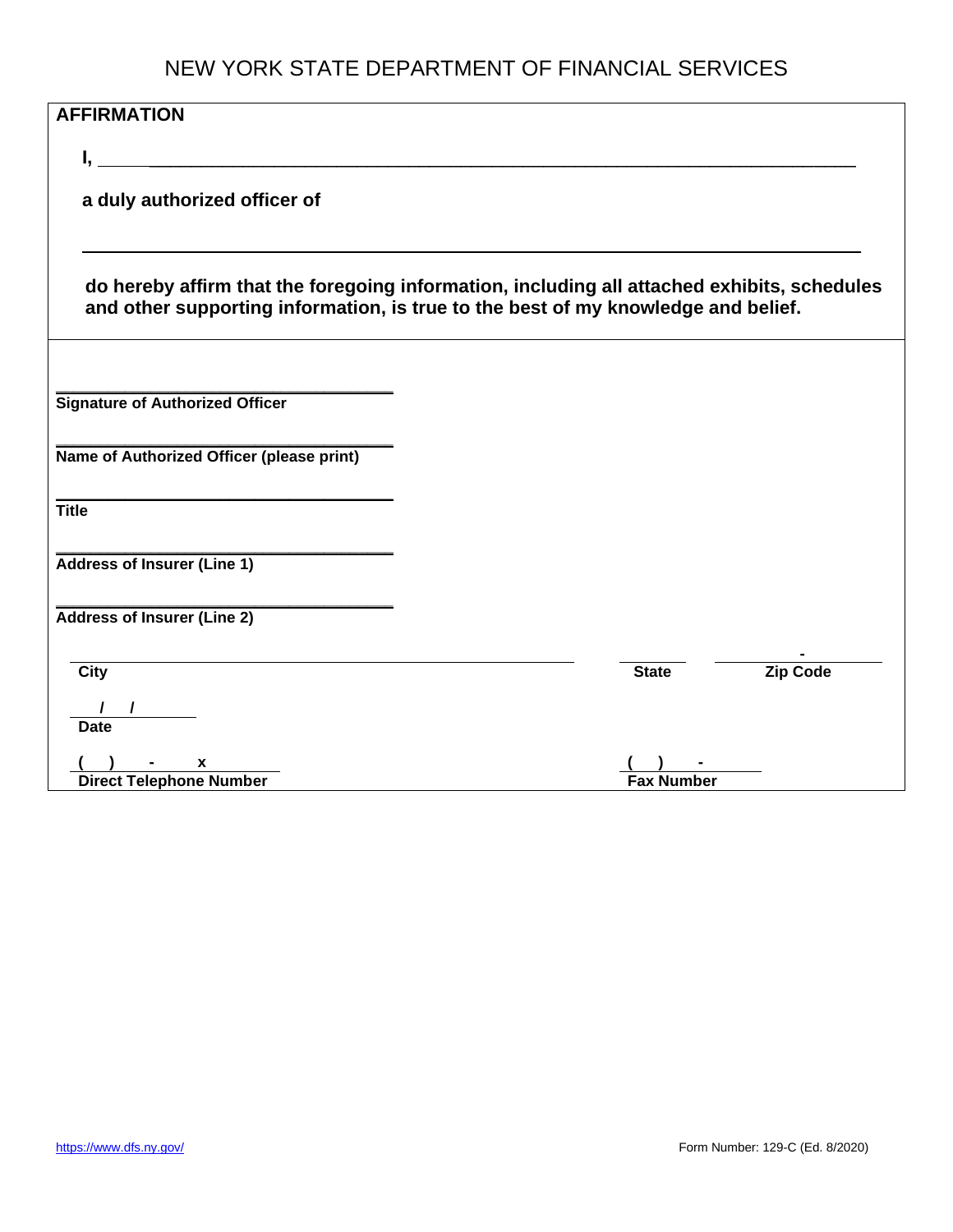NEW YORK STATE DEPARTMENT OF FINANCIAL SERVICES

## AFFIRMATION

**I, ______________________________________________________________________**

**a duly authorized officer of**

**______________________________________________________________________**

**do hereby affirm that the foregoing information, including all attached exhibits, schedules and other supporting information, is true to the best of my knowledge and belief.**

______________________________
**Signature of Authorized Officer**

______________________________
**Name of Authorized Officer (please print)**

______________________________
**Title**

______________________________
**Address of Insurer (Line 1)**

______________________________
**Address of Insurer (Line 2)**

______________________________ ________ ______-______
**City** **State** **Zip Code**

___/___/______
**Date**

( ) - x
**Direct Telephone Number**

( ) -
**Fax Number**

https://www.dfs.ny.gov/

Form Number: 129-C (Ed. 8/2020)